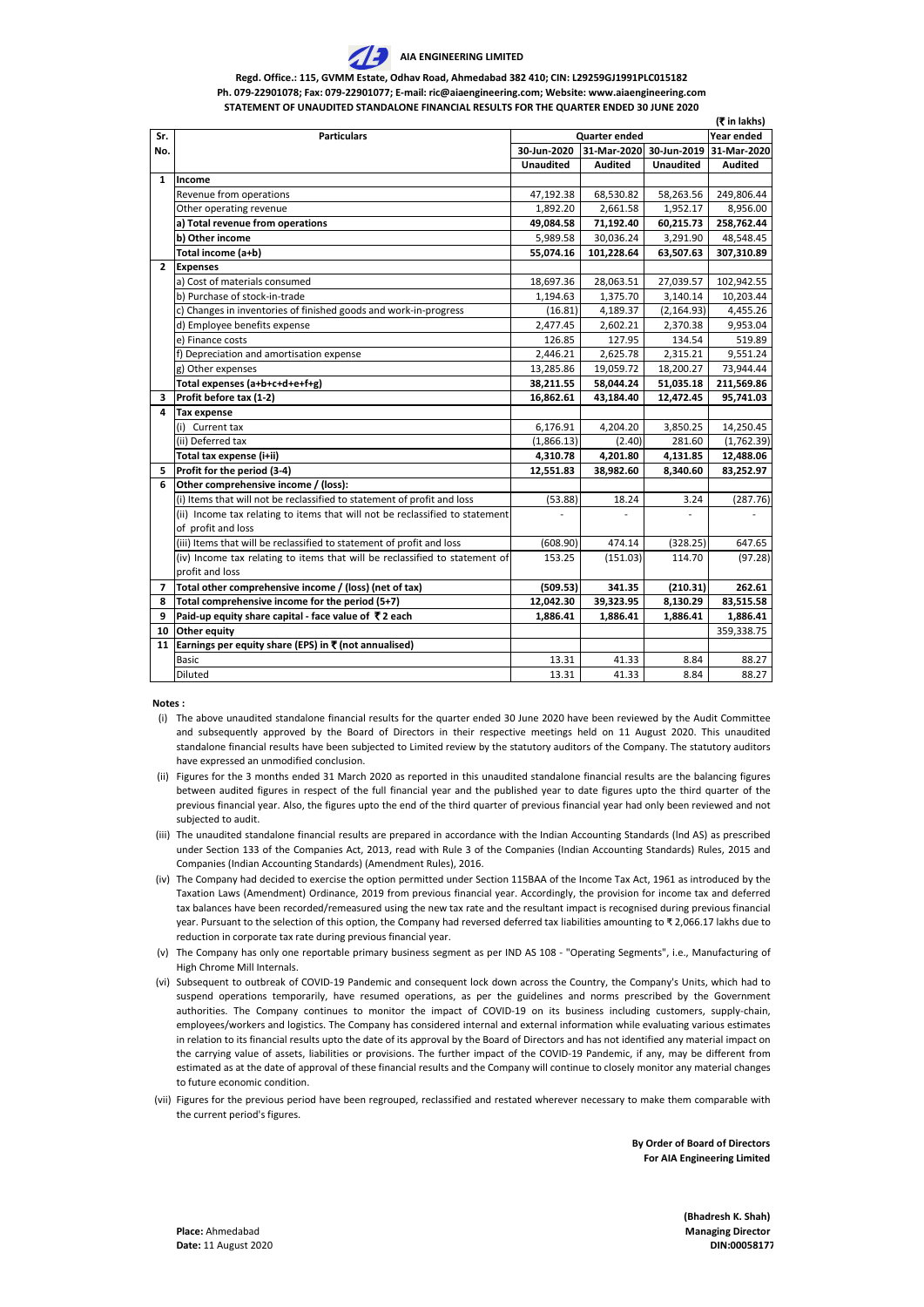# AIA ENGINEERING LIMITED

**Regd. Office.: 115, GVMM Estate, Odhav Road, Ahmedabad 382 410; CIN: L29259GJ1991PLC015182**
**Ph. 079-22901078; Fax: 079-22901077; E-mail: ric@aiaengineering.com; Website: www.aiaengineering.com**
**STATEMENT OF UNAUDITED STANDALONE FINANCIAL RESULTS FOR THE QUARTER ENDED 30 JUNE 2020**

(₹ in lakhs)

| Sr. No. | Particulars | Quarter ended | | | Year ended |
|---|---|---|---|---|---|
| | | 30-Jun-2020 | 31-Mar-2020 | 30-Jun-2019 | 31-Mar-2020 |
| | | Unaudited | Audited | Unaudited | Audited |
| 1 | **Income** | | | | |
| | Revenue from operations | 47,192.38 | 68,530.82 | 58,263.56 | 249,806.44 |
| | Other operating revenue | 1,892.20 | 2,661.58 | 1,952.17 | 8,956.00 |
| | **a) Total revenue from operations** | **49,084.58** | **71,192.40** | **60,215.73** | **258,762.44** |
| | **b) Other income** | 5,989.58 | 30,036.24 | 3,291.90 | 48,548.45 |
| | **Total income (a+b)** | **55,074.16** | **101,228.64** | **63,507.63** | **307,310.89** |
| 2 | **Expenses** | | | | |
| | a) Cost of materials consumed | 18,697.36 | 28,063.51 | 27,039.57 | 102,942.55 |
| | b) Purchase of stock-in-trade | 1,194.63 | 1,375.70 | 3,140.14 | 10,203.44 |
| | c) Changes in inventories of finished goods and work-in-progress | (16.81) | 4,189.37 | (2,164.93) | 4,455.26 |
| | d) Employee benefits expense | 2,477.45 | 2,602.21 | 2,370.38 | 9,953.04 |
| | e) Finance costs | 126.85 | 127.95 | 134.54 | 519.89 |
| | f) Depreciation and amortisation expense | 2,446.21 | 2,625.78 | 2,315.21 | 9,551.24 |
| | g) Other expenses | 13,285.86 | 19,059.72 | 18,200.27 | 73,944.44 |
| | **Total expenses (a+b+c+d+e+f+g)** | **38,211.55** | **58,044.24** | **51,035.18** | **211,569.86** |
| 3 | **Profit before tax (1-2)** | **16,862.61** | **43,184.40** | **12,472.45** | **95,741.03** |
| 4 | **Tax expense** | | | | |
| | (i) Current tax | 6,176.91 | 4,204.20 | 3,850.25 | 14,250.45 |
| | (ii) Deferred tax | (1,866.13) | (2.40) | 281.60 | (1,762.39) |
| | **Total tax expense (i+ii)** | **4,310.78** | **4,201.80** | **4,131.85** | **12,488.06** |
| 5 | **Profit for the period (3-4)** | **12,551.83** | **38,982.60** | **8,340.60** | **83,252.97** |
| 6 | **Other comprehensive income / (loss):** | | | | |
| | (i) Items that will not be reclassified to statement of profit and loss | (53.88) | 18.24 | 3.24 | (287.76) |
| | (ii) Income tax relating to items that will not be reclassified to statement of profit and loss | - | - | - | - |
| | (iii) Items that will be reclassified to statement of profit and loss | (608.90) | 474.14 | (328.25) | 647.65 |
| | (iv) Income tax relating to items that will be reclassified to statement of profit and loss | 153.25 | (151.03) | 114.70 | (97.28) |
| 7 | **Total other comprehensive income / (loss) (net of tax)** | **(509.53)** | **341.35** | **(210.31)** | **262.61** |
| 8 | **Total comprehensive income for the period (5+7)** | **12,042.30** | **39,323.95** | **8,130.29** | **83,515.58** |
| 9 | **Paid-up equity share capital - face value of ₹ 2 each** | **1,886.41** | **1,886.41** | **1,886.41** | **1,886.41** |
| 10 | **Other equity** | | | | 359,338.75 |
| 11 | **Earnings per equity share (EPS) in ₹ (not annualised)** | | | | |
| | Basic | 13.31 | 41.33 | 8.84 | 88.27 |
| | Diluted | 13.31 | 41.33 | 8.84 | 88.27 |

**Notes :**

(i) The above unaudited standalone financial results for the quarter ended 30 June 2020 have been reviewed by the Audit Committee and subsequently approved by the Board of Directors in their respective meetings held on 11 August 2020. This unaudited standalone financial results have been subjected to Limited review by the statutory auditors of the Company. The statutory auditors have expressed an unmodified conclusion.

(ii) Figures for the 3 months ended 31 March 2020 as reported in this unaudited standalone financial results are the balancing figures between audited figures in respect of the full financial year and the published year to date figures upto the third quarter of the previous financial year. Also, the figures upto the end of the third quarter of previous financial year had only been reviewed and not subjected to audit.

(iii) The unaudited standalone financial results are prepared in accordance with the Indian Accounting Standards (Ind AS) as prescribed under Section 133 of the Companies Act, 2013, read with Rule 3 of the Companies (Indian Accounting Standards) Rules, 2015 and Companies (Indian Accounting Standards) (Amendment Rules), 2016.

(iv) The Company had decided to exercise the option permitted under Section 115BAA of the Income Tax Act, 1961 as introduced by the Taxation Laws (Amendment) Ordinance, 2019 from previous financial year. Accordingly, the provision for income tax and deferred tax balances have been recorded/remeasured using the new tax rate and the resultant impact is recognised during previous financial year. Pursuant to the selection of this option, the Company had reversed deferred tax liabilities amounting to ₹ 2,066.17 lakhs due to reduction in corporate tax rate during previous financial year.

(v) The Company has only one reportable primary business segment as per IND AS 108 - "Operating Segments", i.e., Manufacturing of High Chrome Mill Internals.

(vi) Subsequent to outbreak of COVID-19 Pandemic and consequent lock down across the Country, the Company's Units, which had to suspend operations temporarily, have resumed operations, as per the guidelines and norms prescribed by the Government authorities. The Company continues to monitor the impact of COVID-19 on its business including customers, supply-chain, employees/workers and logistics. The Company has considered internal and external information while evaluating various estimates in relation to its financial results upto the date of its approval by the Board of Directors and has not identified any material impact on the carrying value of assets, liabilities or provisions. The further impact of the COVID-19 Pandemic, if any, may be different from estimated as at the date of approval of these financial results and the Company will continue to closely monitor any material changes to future economic condition.

(vii) Figures for the previous period have been regrouped, reclassified and restated wherever necessary to make them comparable with the current period's figures.

**By Order of Board of Directors**
**For AIA Engineering Limited**

**(Bhadresh K. Shah)**
**Managing Director**
**DIN:00058177**

**Place:** Ahmedabad
**Date:** 11 August 2020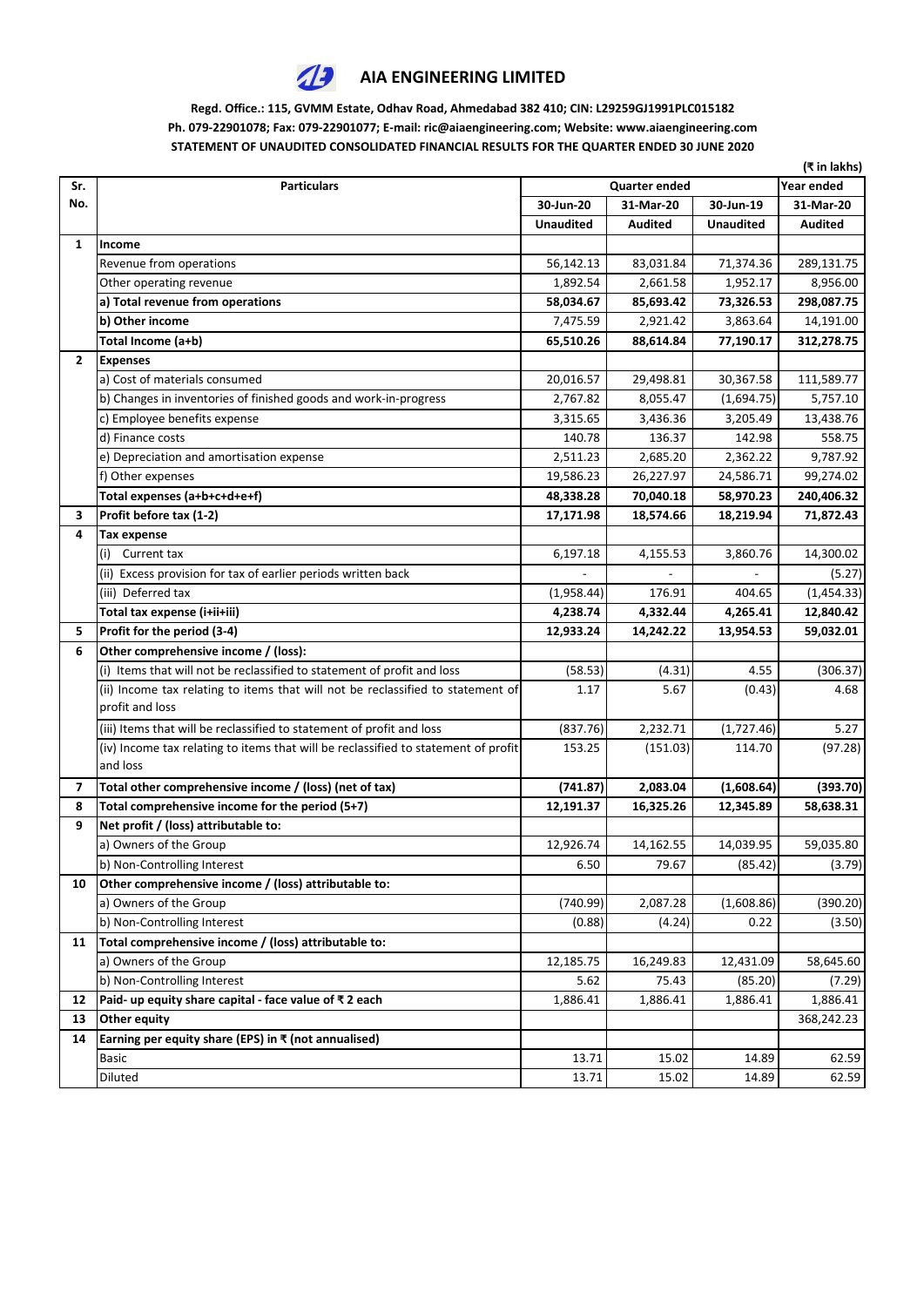# AIA ENGINEERING LIMITED

**Regd. Office.: 115, GVMM Estate, Odhav Road, Ahmedabad 382 410; CIN: L29259GJ1991PLC015182**
**Ph. 079-22901078; Fax: 079-22901077; E-mail: ric@aiaengineering.com; Website: www.aiaengineering.com**
**STATEMENT OF UNAUDITED CONSOLIDATED FINANCIAL RESULTS FOR THE QUARTER ENDED 30 JUNE 2020**

**(₹ in lakhs)**

| Sr. No. | Particulars | Quarter ended | | | Year ended |
|---|---|---|---|---|---|
| | | 30-Jun-20 | 31-Mar-20 | 30-Jun-19 | 31-Mar-20 |
| | | Unaudited | Audited | Unaudited | Audited |
| 1 | **Income** | | | | |
| | Revenue from operations | 56,142.13 | 83,031.84 | 71,374.36 | 289,131.75 |
| | Other operating revenue | 1,892.54 | 2,661.58 | 1,952.17 | 8,956.00 |
| | **a) Total revenue from operations** | **58,034.67** | **85,693.42** | **73,326.53** | **298,087.75** |
| | **b) Other income** | 7,475.59 | 2,921.42 | 3,863.64 | 14,191.00 |
| | **Total Income (a+b)** | **65,510.26** | **88,614.84** | **77,190.17** | **312,278.75** |
| 2 | **Expenses** | | | | |
| | a) Cost of materials consumed | 20,016.57 | 29,498.81 | 30,367.58 | 111,589.77 |
| | b) Changes in inventories of finished goods and work-in-progress | 2,767.82 | 8,055.47 | (1,694.75) | 5,757.10 |
| | c) Employee benefits expense | 3,315.65 | 3,436.36 | 3,205.49 | 13,438.76 |
| | d) Finance costs | 140.78 | 136.37 | 142.98 | 558.75 |
| | e) Depreciation and amortisation expense | 2,511.23 | 2,685.20 | 2,362.22 | 9,787.92 |
| | f) Other expenses | 19,586.23 | 26,227.97 | 24,586.71 | 99,274.02 |
| | **Total expenses (a+b+c+d+e+f)** | **48,338.28** | **70,040.18** | **58,970.23** | **240,406.32** |
| 3 | **Profit before tax (1-2)** | **17,171.98** | **18,574.66** | **18,219.94** | **71,872.43** |
| 4 | **Tax expense** | | | | |
| | (i) Current tax | 6,197.18 | 4,155.53 | 3,860.76 | 14,300.02 |
| | (ii) Excess provision for tax of earlier periods written back | - | - | - | (5.27) |
| | (iii) Deferred tax | (1,958.44) | 176.91 | 404.65 | (1,454.33) |
| | **Total tax expense (i+ii+iii)** | **4,238.74** | **4,332.44** | **4,265.41** | **12,840.42** |
| 5 | **Profit for the period (3-4)** | **12,933.24** | **14,242.22** | **13,954.53** | **59,032.01** |
| 6 | **Other comprehensive income / (loss):** | | | | |
| | (i) Items that will not be reclassified to statement of profit and loss | (58.53) | (4.31) | 4.55 | (306.37) |
| | (ii) Income tax relating to items that will not be reclassified to statement of profit and loss | 1.17 | 5.67 | (0.43) | 4.68 |
| | (iii) Items that will be reclassified to statement of profit and loss | (837.76) | 2,232.71 | (1,727.46) | 5.27 |
| | (iv) Income tax relating to items that will be reclassified to statement of profit and loss | 153.25 | (151.03) | 114.70 | (97.28) |
| 7 | **Total other comprehensive income / (loss) (net of tax)** | **(741.87)** | **2,083.04** | **(1,608.64)** | **(393.70)** |
| 8 | **Total comprehensive income for the period (5+7)** | **12,191.37** | **16,325.26** | **12,345.89** | **58,638.31** |
| 9 | **Net profit / (loss) attributable to:** | | | | |
| | a) Owners of the Group | 12,926.74 | 14,162.55 | 14,039.95 | 59,035.80 |
| | b) Non-Controlling Interest | 6.50 | 79.67 | (85.42) | (3.79) |
| 10 | **Other comprehensive income / (loss) attributable to:** | | | | |
| | a) Owners of the Group | (740.99) | 2,087.28 | (1,608.86) | (390.20) |
| | b) Non-Controlling Interest | (0.88) | (4.24) | 0.22 | (3.50) |
| 11 | **Total comprehensive income / (loss) attributable to:** | | | | |
| | a) Owners of the Group | 12,185.75 | 16,249.83 | 12,431.09 | 58,645.60 |
| | b) Non-Controlling Interest | 5.62 | 75.43 | (85.20) | (7.29) |
| 12 | **Paid- up equity share capital - face value of ₹ 2 each** | 1,886.41 | 1,886.41 | 1,886.41 | 1,886.41 |
| 13 | **Other equity** | | | | 368,242.23 |
| 14 | **Earning per equity share (EPS) in ₹ (not annualised)** | | | | |
| | Basic | 13.71 | 15.02 | 14.89 | 62.59 |
| | Diluted | 13.71 | 15.02 | 14.89 | 62.59 |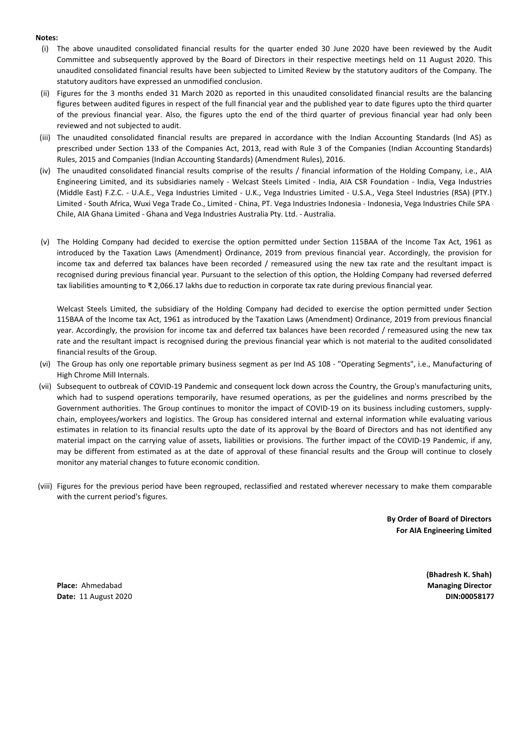**Notes:**

(i) The above unaudited consolidated financial results for the quarter ended 30 June 2020 have been reviewed by the Audit Committee and subsequently approved by the Board of Directors in their respective meetings held on 11 August 2020. This unaudited consolidated financial results have been subjected to Limited Review by the statutory auditors of the Company. The statutory auditors have expressed an unmodified conclusion.

(ii) Figures for the 3 months ended 31 March 2020 as reported in this unaudited consolidated financial results are the balancing figures between audited figures in respect of the full financial year and the published year to date figures upto the third quarter of the previous financial year. Also, the figures upto the end of the third quarter of previous financial year had only been reviewed and not subjected to audit.

(iii) The unaudited consolidated financial results are prepared in accordance with the Indian Accounting Standards (lnd AS) as prescribed under Section 133 of the Companies Act, 2013, read with Rule 3 of the Companies (Indian Accounting Standards) Rules, 2015 and Companies (Indian Accounting Standards) (Amendment Rules), 2016.

(iv) The unaudited consolidated financial results comprise of the results / financial information of the Holding Company, i.e., AIA Engineering Limited, and its subsidiaries namely - Welcast Steels Limited - India, AIA CSR Foundation - India, Vega Industries (Middle East) F.Z.C. - U.A.E., Vega Industries Limited - U.K., Vega Industries Limited - U.S.A., Vega Steel Industries (RSA) (PTY.) Limited - South Africa, Wuxi Vega Trade Co., Limited - China, PT. Vega Industries Indonesia - Indonesia, Vega Industries Chile SPA - Chile, AIA Ghana Limited - Ghana and Vega Industries Australia Pty. Ltd. - Australia.

(v) The Holding Company had decided to exercise the option permitted under Section 115BAA of the Income Tax Act, 1961 as introduced by the Taxation Laws (Amendment) Ordinance, 2019 from previous financial year. Accordingly, the provision for income tax and deferred tax balances have been recorded / remeasured using the new tax rate and the resultant impact is recognised during previous financial year. Pursuant to the selection of this option, the Holding Company had reversed deferred tax liabilities amounting to ₹ 2,066.17 lakhs due to reduction in corporate tax rate during previous financial year.

Welcast Steels Limited, the subsidiary of the Holding Company had decided to exercise the option permitted under Section 115BAA of the Income tax Act, 1961 as introduced by the Taxation Laws (Amendment) Ordinance, 2019 from previous financial year. Accordingly, the provision for income tax and deferred tax balances have been recorded / remeasured using the new tax rate and the resultant impact is recognised during the previous financial year which is not material to the audited consolidated financial results of the Group.

(vi) The Group has only one reportable primary business segment as per Ind AS 108 - "Operating Segments", i.e., Manufacturing of High Chrome Mill Internals.

(vii) Subsequent to outbreak of COVID-19 Pandemic and consequent lock down across the Country, the Group's manufacturing units, which had to suspend operations temporarily, have resumed operations, as per the guidelines and norms prescribed by the Government authorities. The Group continues to monitor the impact of COVID-19 on its business including customers, supply-chain, employees/workers and logistics. The Group has considered internal and external information while evaluating various estimates in relation to its financial results upto the date of its approval by the Board of Directors and has not identified any material impact on the carrying value of assets, liabilities or provisions. The further impact of the COVID-19 Pandemic, if any, may be different from estimated as at the date of approval of these financial results and the Group will continue to closely monitor any material changes to future economic condition.

(viii) Figures for the previous period have been regrouped, reclassified and restated wherever necessary to make them comparable with the current period's figures.

**By Order of Board of Directors**
**For AIA Engineering Limited**

**(Bhadresh K. Shah)**
**Managing Director**
**DIN:00058177**

**Place:** Ahmedabad
**Date:** 11 August 2020